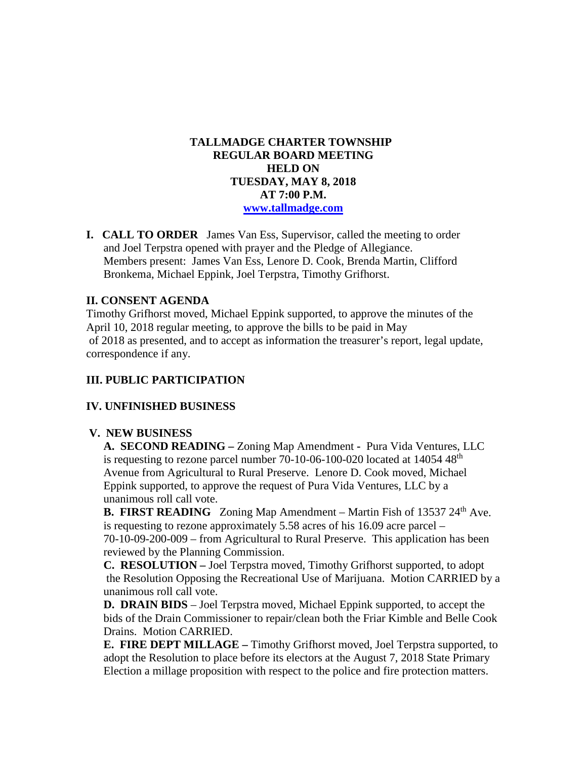**TALLMADGE CHARTER TOWNSHIP**
**REGULAR BOARD MEETING**
**HELD ON**
**TUESDAY, MAY 8, 2018**
**AT 7:00 P.M.**
**[www.tallmadge.com](http://www.tallmadge.com)**

**I. CALL TO ORDER** James Van Ess, Supervisor, called the meeting to order and Joel Terpstra opened with prayer and the Pledge of Allegiance. Members present: James Van Ess, Lenore D. Cook, Brenda Martin, Clifford Bronkema, Michael Eppink, Joel Terpstra, Timothy Grifhorst.

## II. CONSENT AGENDA

Timothy Grifhorst moved, Michael Eppink supported, to approve the minutes of the April 10, 2018 regular meeting, to approve the bills to be paid in May of 2018 as presented, and to accept as information the treasurer's report, legal update, correspondence if any.

## III. PUBLIC PARTICIPATION

## IV. UNFINISHED BUSINESS

## V. NEW BUSINESS

**A. SECOND READING –** Zoning Map Amendment - Pura Vida Ventures, LLC is requesting to rezone parcel number 70-10-06-100-020 located at 14054 48th Avenue from Agricultural to Rural Preserve. Lenore D. Cook moved, Michael Eppink supported, to approve the request of Pura Vida Ventures, LLC by a unanimous roll call vote.

**B. FIRST READING** Zoning Map Amendment – Martin Fish of 13537 24th Ave. is requesting to rezone approximately 5.58 acres of his 16.09 acre parcel – 70-10-09-200-009 – from Agricultural to Rural Preserve. This application has been reviewed by the Planning Commission.

**C. RESOLUTION –** Joel Terpstra moved, Timothy Grifhorst supported, to adopt the Resolution Opposing the Recreational Use of Marijuana. Motion CARRIED by a unanimous roll call vote.

**D. DRAIN BIDS** – Joel Terpstra moved, Michael Eppink supported, to accept the bids of the Drain Commissioner to repair/clean both the Friar Kimble and Belle Cook Drains. Motion CARRIED.

**E. FIRE DEPT MILLAGE –** Timothy Grifhorst moved, Joel Terpstra supported, to adopt the Resolution to place before its electors at the August 7, 2018 State Primary Election a millage proposition with respect to the police and fire protection matters.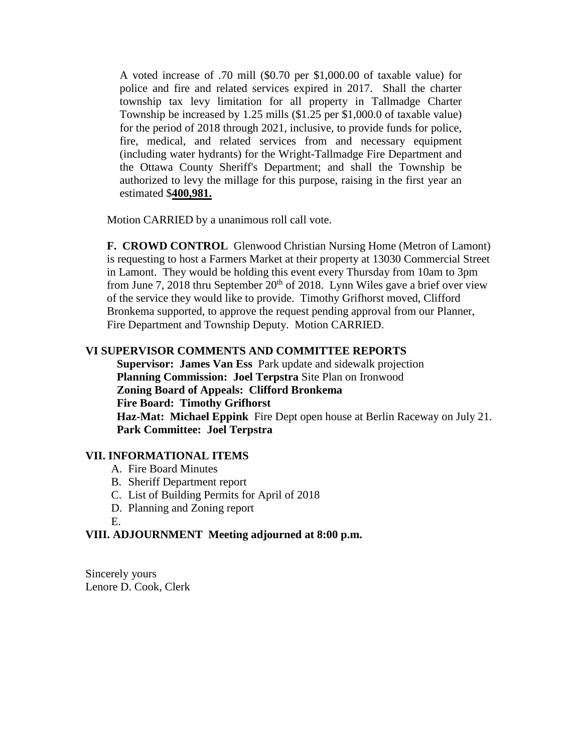A voted increase of .70 mill ($0.70 per $1,000.00 of taxable value) for police and fire and related services expired in 2017. Shall the charter township tax levy limitation for all property in Tallmadge Charter Township be increased by 1.25 mills ($1.25 per $1,000.0 of taxable value) for the period of 2018 through 2021, inclusive, to provide funds for police, fire, medical, and related services from and necessary equipment (including water hydrants) for the Wright-Tallmadge Fire Department and the Ottawa County Sheriff's Department; and shall the Township be authorized to levy the millage for this purpose, raising in the first year an estimated $**400,981.**

Motion CARRIED by a unanimous roll call vote.

**F. CROWD CONTROL** Glenwood Christian Nursing Home (Metron of Lamont) is requesting to host a Farmers Market at their property at 13030 Commercial Street in Lamont. They would be holding this event every Thursday from 10am to 3pm from June 7, 2018 thru September 20th of 2018. Lynn Wiles gave a brief over view of the service they would like to provide. Timothy Grifhorst moved, Clifford Bronkema supported, to approve the request pending approval from our Planner, Fire Department and Township Deputy. Motion CARRIED.

## VI SUPERVISOR COMMENTS AND COMMITTEE REPORTS

**Supervisor: James Van Ess** Park update and sidewalk projection
**Planning Commission: Joel Terpstra** Site Plan on Ironwood
**Zoning Board of Appeals: Clifford Bronkema**
**Fire Board: Timothy Grifhorst**
**Haz-Mat: Michael Eppink** Fire Dept open house at Berlin Raceway on July 21.
**Park Committee: Joel Terpstra**

## VII. INFORMATIONAL ITEMS

A. Fire Board Minutes
B. Sheriff Department report
C. List of Building Permits for April of 2018
D. Planning and Zoning report
E.

## VIII. ADJOURNMENT Meeting adjourned at 8:00 p.m.

Sincerely yours
Lenore D. Cook, Clerk